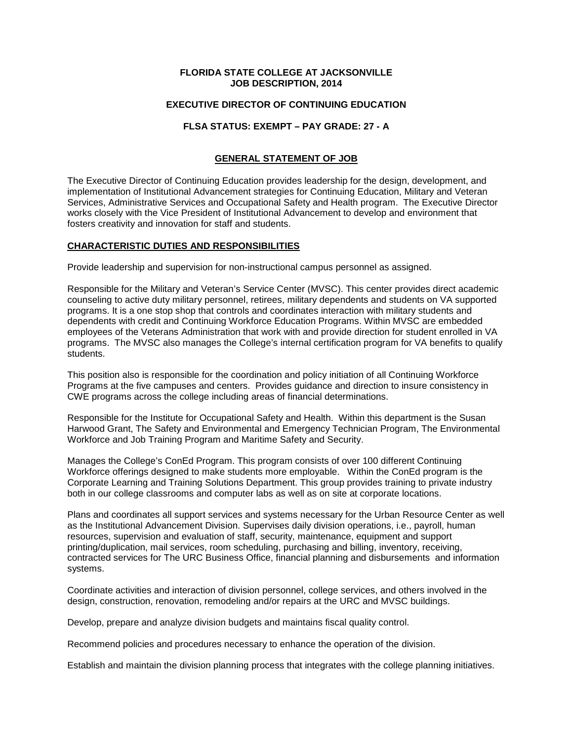**FLORIDA STATE COLLEGE AT JACKSONVILLE**
**JOB DESCRIPTION, 2014**

**EXECUTIVE DIRECTOR OF CONTINUING EDUCATION**

**FLSA STATUS: EXEMPT – PAY GRADE: 27 - A**

## GENERAL STATEMENT OF JOB

The Executive Director of Continuing Education provides leadership for the design, development, and implementation of Institutional Advancement strategies for Continuing Education, Military and Veteran Services, Administrative Services and Occupational Safety and Health program. The Executive Director works closely with the Vice President of Institutional Advancement to develop and environment that fosters creativity and innovation for staff and students.

## CHARACTERISTIC DUTIES AND RESPONSIBILITIES

Provide leadership and supervision for non-instructional campus personnel as assigned.

Responsible for the Military and Veteran's Service Center (MVSC). This center provides direct academic counseling to active duty military personnel, retirees, military dependents and students on VA supported programs. It is a one stop shop that controls and coordinates interaction with military students and dependents with credit and Continuing Workforce Education Programs. Within MVSC are embedded employees of the Veterans Administration that work with and provide direction for student enrolled in VA programs. The MVSC also manages the College's internal certification program for VA benefits to qualify students.

This position also is responsible for the coordination and policy initiation of all Continuing Workforce Programs at the five campuses and centers. Provides guidance and direction to insure consistency in CWE programs across the college including areas of financial determinations.

Responsible for the Institute for Occupational Safety and Health. Within this department is the Susan Harwood Grant, The Safety and Environmental and Emergency Technician Program, The Environmental Workforce and Job Training Program and Maritime Safety and Security.

Manages the College's ConEd Program. This program consists of over 100 different Continuing Workforce offerings designed to make students more employable. Within the ConEd program is the Corporate Learning and Training Solutions Department. This group provides training to private industry both in our college classrooms and computer labs as well as on site at corporate locations.

Plans and coordinates all support services and systems necessary for the Urban Resource Center as well as the Institutional Advancement Division. Supervises daily division operations, i.e., payroll, human resources, supervision and evaluation of staff, security, maintenance, equipment and support printing/duplication, mail services, room scheduling, purchasing and billing, inventory, receiving, contracted services for The URC Business Office, financial planning and disbursements and information systems.

Coordinate activities and interaction of division personnel, college services, and others involved in the design, construction, renovation, remodeling and/or repairs at the URC and MVSC buildings.

Develop, prepare and analyze division budgets and maintains fiscal quality control.

Recommend policies and procedures necessary to enhance the operation of the division.

Establish and maintain the division planning process that integrates with the college planning initiatives.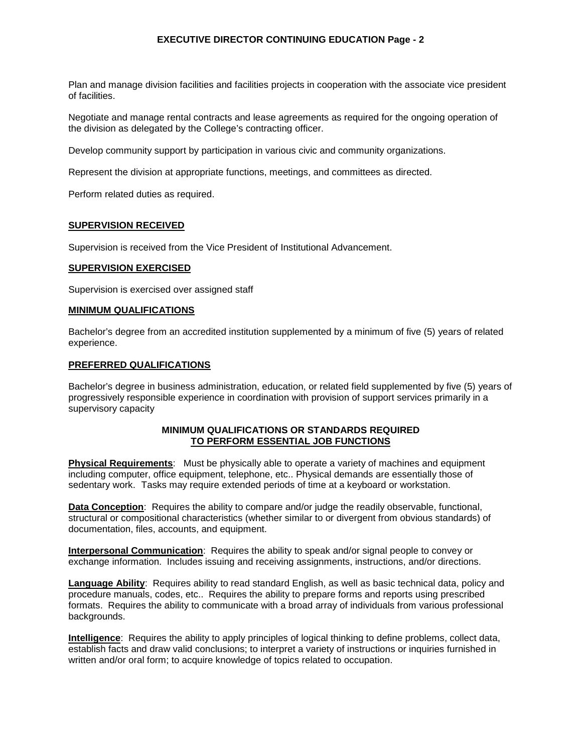Plan and manage division facilities and facilities projects in cooperation with the associate vice president of facilities.

Negotiate and manage rental contracts and lease agreements as required for the ongoing operation of the division as delegated by the College's contracting officer.

Develop community support by participation in various civic and community organizations.

Represent the division at appropriate functions, meetings, and committees as directed.

Perform related duties as required.

## SUPERVISION RECEIVED

Supervision is received from the Vice President of Institutional Advancement.

## SUPERVISION EXERCISED

Supervision is exercised over assigned staff

## MINIMUM QUALIFICATIONS

Bachelor's degree from an accredited institution supplemented by a minimum of five (5) years of related experience.

## PREFERRED QUALIFICATIONS

Bachelor's degree in business administration, education, or related field supplemented by five (5) years of progressively responsible experience in coordination with provision of support services primarily in a supervisory capacity

## MINIMUM QUALIFICATIONS OR STANDARDS REQUIRED TO PERFORM ESSENTIAL JOB FUNCTIONS

**Physical Requirements**: Must be physically able to operate a variety of machines and equipment including computer, office equipment, telephone, etc.. Physical demands are essentially those of sedentary work. Tasks may require extended periods of time at a keyboard or workstation.

**Data Conception**: Requires the ability to compare and/or judge the readily observable, functional, structural or compositional characteristics (whether similar to or divergent from obvious standards) of documentation, files, accounts, and equipment.

**Interpersonal Communication**: Requires the ability to speak and/or signal people to convey or exchange information. Includes issuing and receiving assignments, instructions, and/or directions.

**Language Ability**: Requires ability to read standard English, as well as basic technical data, policy and procedure manuals, codes, etc.. Requires the ability to prepare forms and reports using prescribed formats. Requires the ability to communicate with a broad array of individuals from various professional backgrounds.

**Intelligence**: Requires the ability to apply principles of logical thinking to define problems, collect data, establish facts and draw valid conclusions; to interpret a variety of instructions or inquiries furnished in written and/or oral form; to acquire knowledge of topics related to occupation.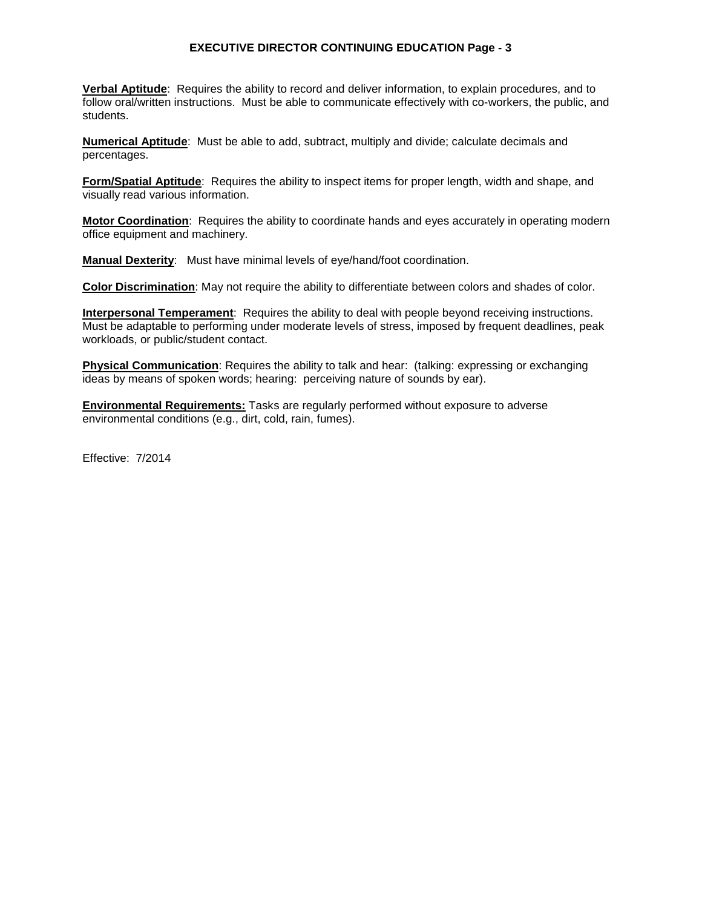**Verbal Aptitude**: Requires the ability to record and deliver information, to explain procedures, and to follow oral/written instructions. Must be able to communicate effectively with co-workers, the public, and students.

**Numerical Aptitude**: Must be able to add, subtract, multiply and divide; calculate decimals and percentages.

**Form/Spatial Aptitude**: Requires the ability to inspect items for proper length, width and shape, and visually read various information.

**Motor Coordination**: Requires the ability to coordinate hands and eyes accurately in operating modern office equipment and machinery.

**Manual Dexterity**: Must have minimal levels of eye/hand/foot coordination.

**Color Discrimination**: May not require the ability to differentiate between colors and shades of color.

**Interpersonal Temperament**: Requires the ability to deal with people beyond receiving instructions. Must be adaptable to performing under moderate levels of stress, imposed by frequent deadlines, peak workloads, or public/student contact.

**Physical Communication**: Requires the ability to talk and hear: (talking: expressing or exchanging ideas by means of spoken words; hearing: perceiving nature of sounds by ear).

**Environmental Requirements:** Tasks are regularly performed without exposure to adverse environmental conditions (e.g., dirt, cold, rain, fumes).

Effective: 7/2014